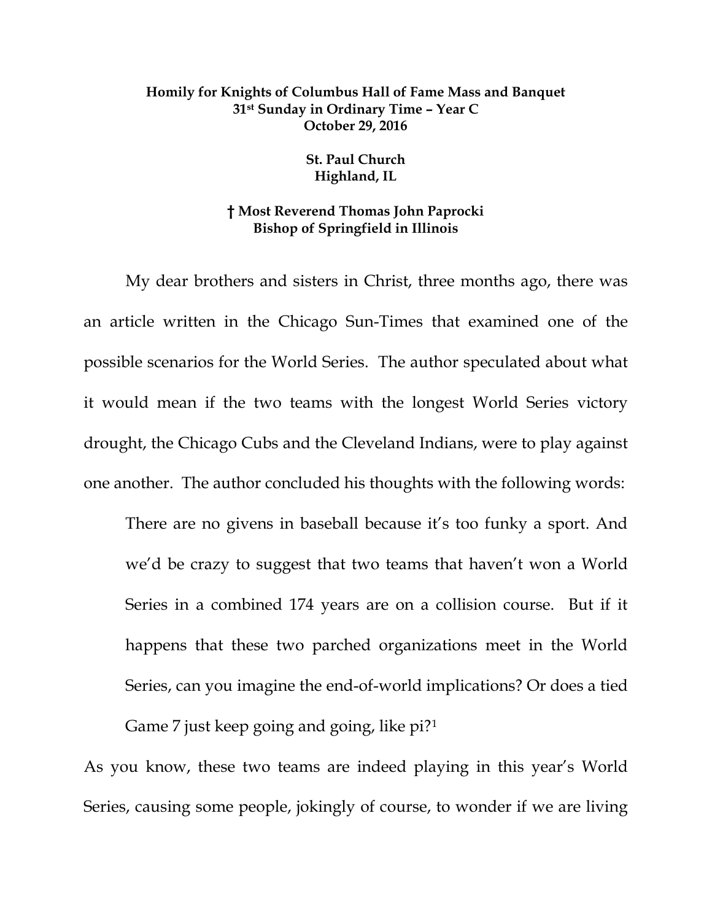**Homily for Knights of Columbus Hall of Fame Mass and Banquet**
**31st Sunday in Ordinary Time – Year C**
**October 29, 2016**

**St. Paul Church**
**Highland, IL**

**† Most Reverend Thomas John Paprocki**
**Bishop of Springfield in Illinois**

My dear brothers and sisters in Christ, three months ago, there was an article written in the Chicago Sun-Times that examined one of the possible scenarios for the World Series. The author speculated about what it would mean if the two teams with the longest World Series victory drought, the Chicago Cubs and the Cleveland Indians, were to play against one another. The author concluded his thoughts with the following words:

> There are no givens in baseball because it's too funky a sport. And we'd be crazy to suggest that two teams that haven't won a World Series in a combined 174 years are on a collision course. But if it happens that these two parched organizations meet in the World Series, can you imagine the end-of-world implications? Or does a tied Game 7 just keep going and going, like pi?[1]

As you know, these two teams are indeed playing in this year's World Series, causing some people, jokingly of course, to wonder if we are living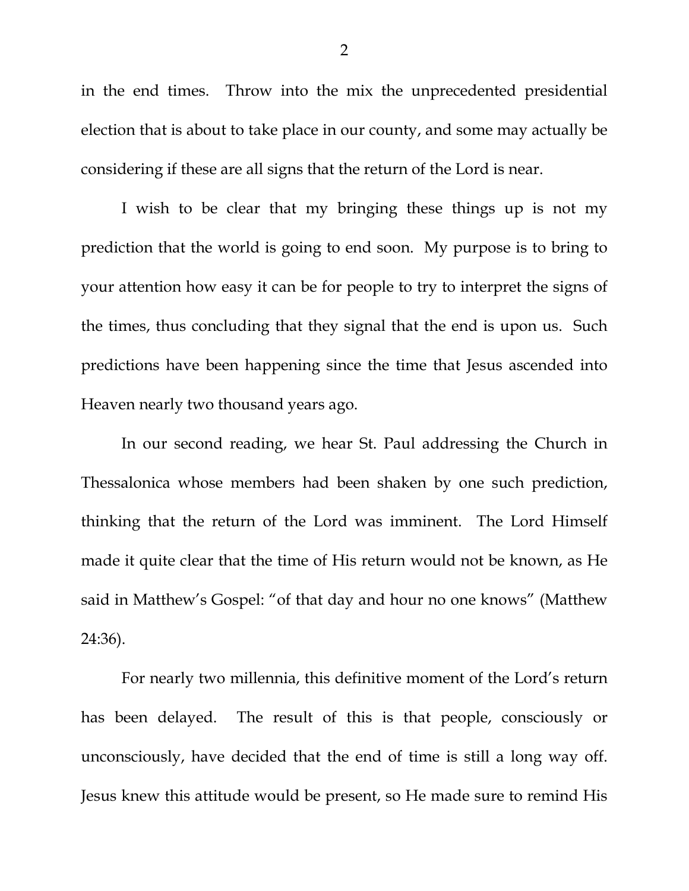in the end times. Throw into the mix the unprecedented presidential election that is about to take place in our county, and some may actually be considering if these are all signs that the return of the Lord is near.

I wish to be clear that my bringing these things up is not my prediction that the world is going to end soon. My purpose is to bring to your attention how easy it can be for people to try to interpret the signs of the times, thus concluding that they signal that the end is upon us. Such predictions have been happening since the time that Jesus ascended into Heaven nearly two thousand years ago.

In our second reading, we hear St. Paul addressing the Church in Thessalonica whose members had been shaken by one such prediction, thinking that the return of the Lord was imminent. The Lord Himself made it quite clear that the time of His return would not be known, as He said in Matthew's Gospel: "of that day and hour no one knows" (Matthew 24:36).

For nearly two millennia, this definitive moment of the Lord's return has been delayed. The result of this is that people, consciously or unconsciously, have decided that the end of time is still a long way off. Jesus knew this attitude would be present, so He made sure to remind His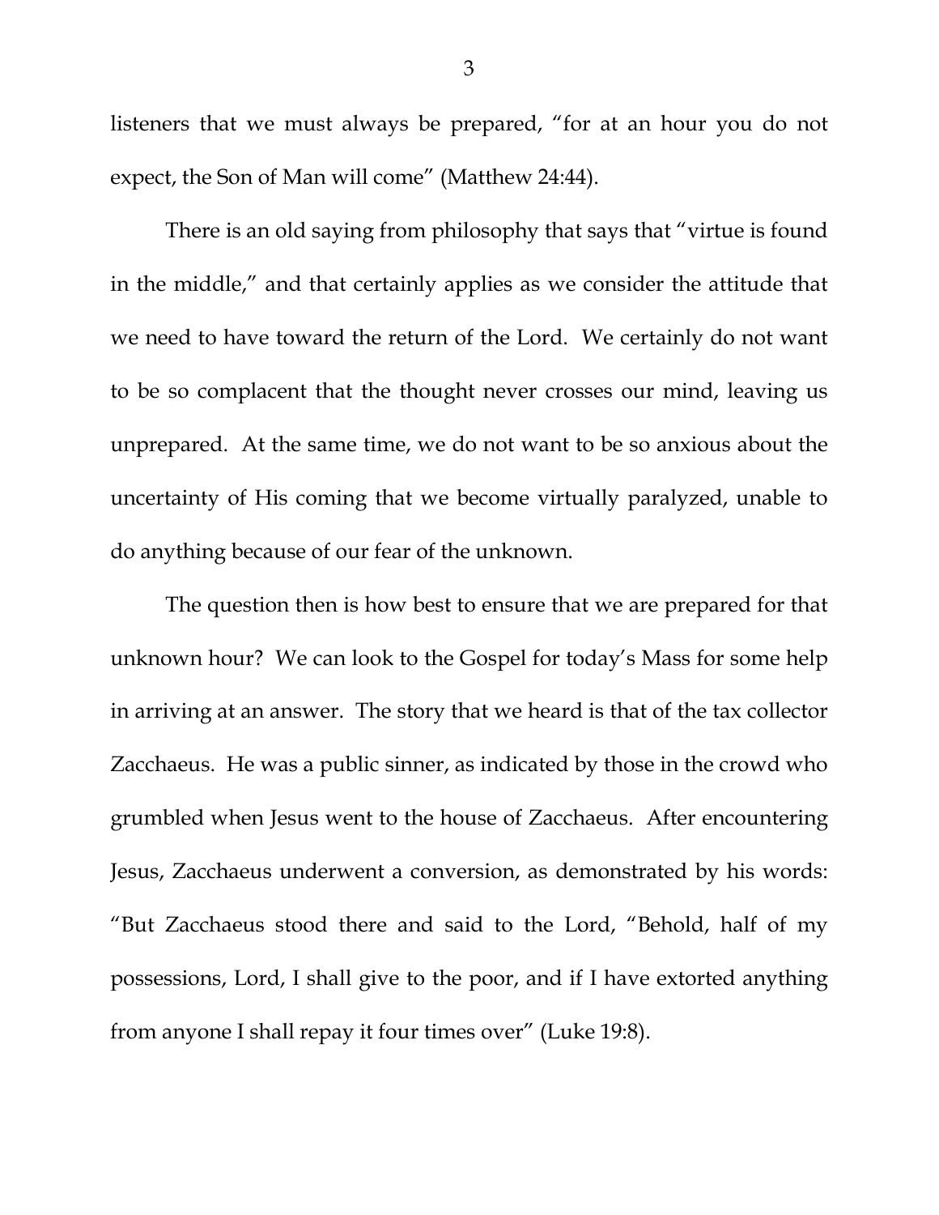listeners that we must always be prepared, "for at an hour you do not expect, the Son of Man will come" (Matthew 24:44).

There is an old saying from philosophy that says that "virtue is found in the middle," and that certainly applies as we consider the attitude that we need to have toward the return of the Lord. We certainly do not want to be so complacent that the thought never crosses our mind, leaving us unprepared. At the same time, we do not want to be so anxious about the uncertainty of His coming that we become virtually paralyzed, unable to do anything because of our fear of the unknown.

The question then is how best to ensure that we are prepared for that unknown hour? We can look to the Gospel for today's Mass for some help in arriving at an answer. The story that we heard is that of the tax collector Zacchaeus. He was a public sinner, as indicated by those in the crowd who grumbled when Jesus went to the house of Zacchaeus. After encountering Jesus, Zacchaeus underwent a conversion, as demonstrated by his words: "But Zacchaeus stood there and said to the Lord, "Behold, half of my possessions, Lord, I shall give to the poor, and if I have extorted anything from anyone I shall repay it four times over" (Luke 19:8).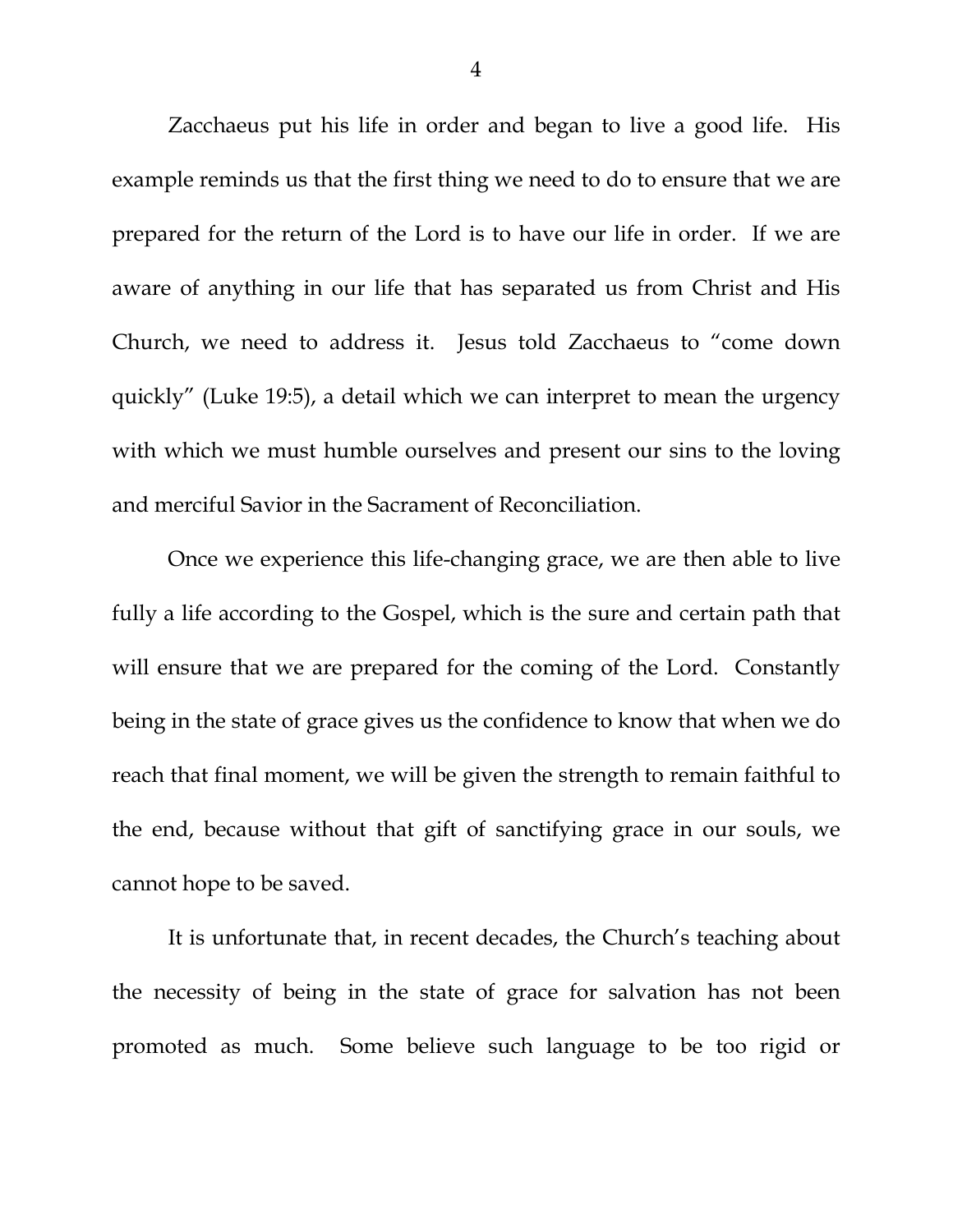Zacchaeus put his life in order and began to live a good life. His example reminds us that the first thing we need to do to ensure that we are prepared for the return of the Lord is to have our life in order. If we are aware of anything in our life that has separated us from Christ and His Church, we need to address it. Jesus told Zacchaeus to "come down quickly" (Luke 19:5), a detail which we can interpret to mean the urgency with which we must humble ourselves and present our sins to the loving and merciful Savior in the Sacrament of Reconciliation.

Once we experience this life-changing grace, we are then able to live fully a life according to the Gospel, which is the sure and certain path that will ensure that we are prepared for the coming of the Lord. Constantly being in the state of grace gives us the confidence to know that when we do reach that final moment, we will be given the strength to remain faithful to the end, because without that gift of sanctifying grace in our souls, we cannot hope to be saved.

It is unfortunate that, in recent decades, the Church's teaching about the necessity of being in the state of grace for salvation has not been promoted as much. Some believe such language to be too rigid or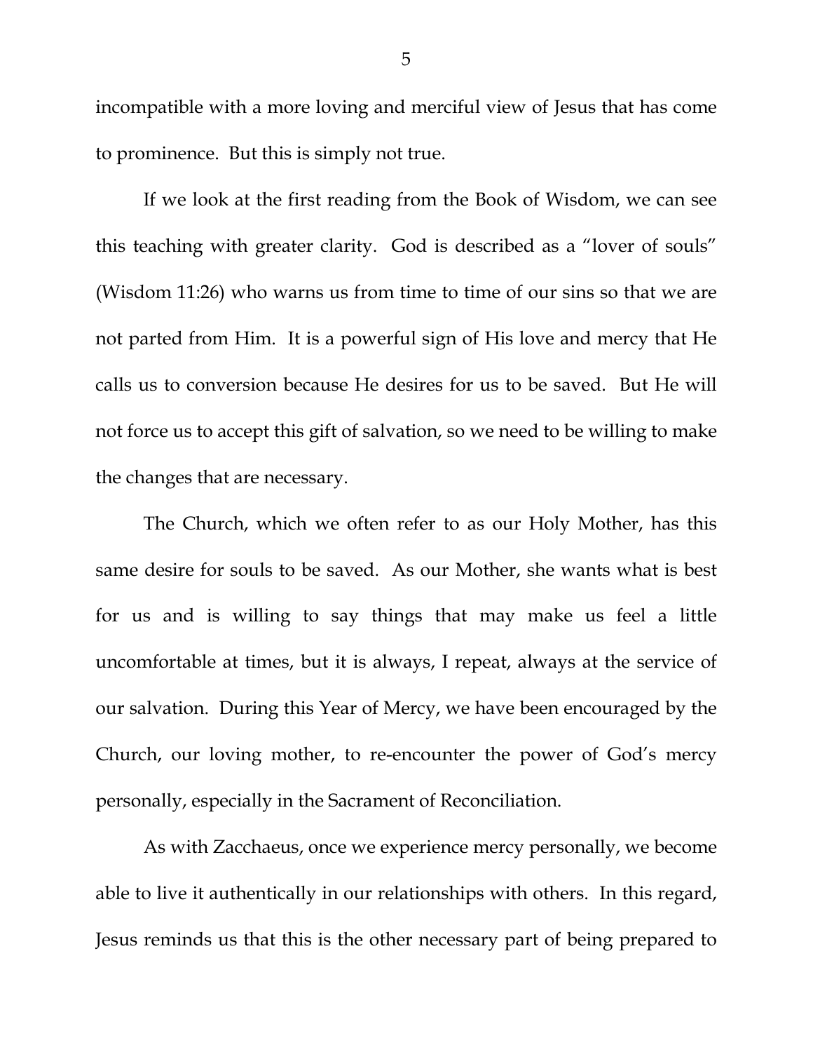incompatible with a more loving and merciful view of Jesus that has come to prominence. But this is simply not true.

If we look at the first reading from the Book of Wisdom, we can see this teaching with greater clarity. God is described as a "lover of souls" (Wisdom 11:26) who warns us from time to time of our sins so that we are not parted from Him. It is a powerful sign of His love and mercy that He calls us to conversion because He desires for us to be saved. But He will not force us to accept this gift of salvation, so we need to be willing to make the changes that are necessary.

The Church, which we often refer to as our Holy Mother, has this same desire for souls to be saved. As our Mother, she wants what is best for us and is willing to say things that may make us feel a little uncomfortable at times, but it is always, I repeat, always at the service of our salvation. During this Year of Mercy, we have been encouraged by the Church, our loving mother, to re-encounter the power of God's mercy personally, especially in the Sacrament of Reconciliation.

As with Zacchaeus, once we experience mercy personally, we become able to live it authentically in our relationships with others. In this regard, Jesus reminds us that this is the other necessary part of being prepared to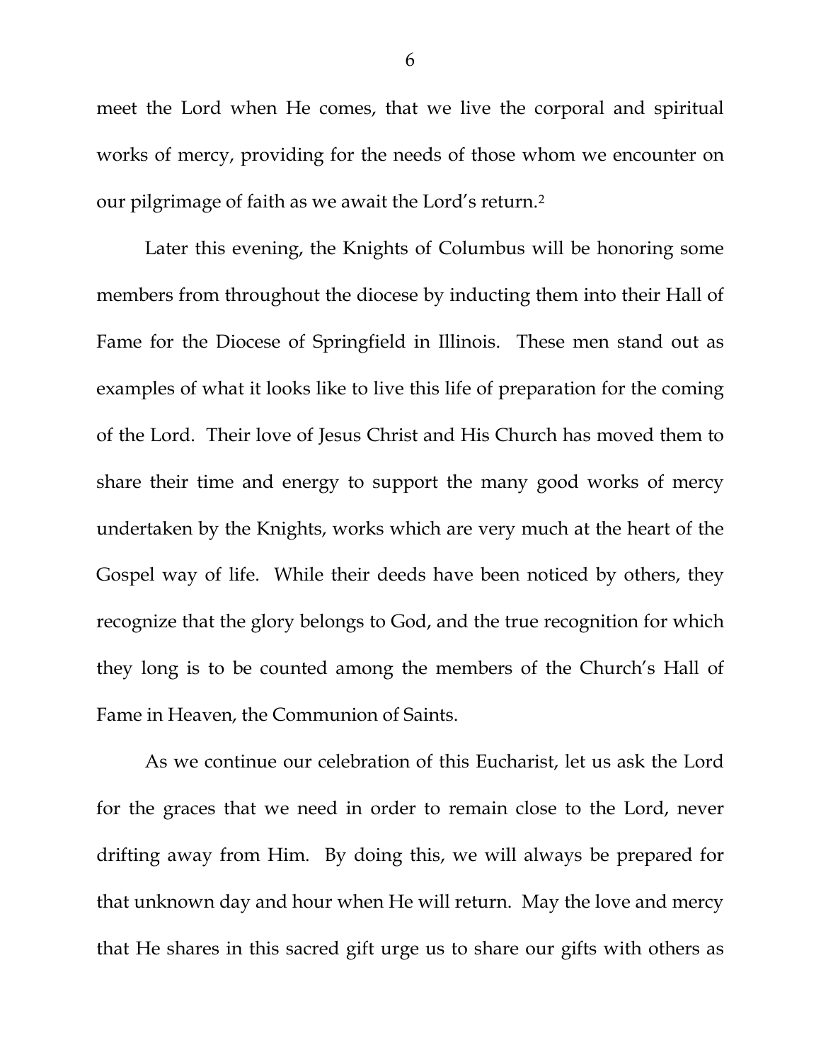meet the Lord when He comes, that we live the corporal and spiritual works of mercy, providing for the needs of those whom we encounter on our pilgrimage of faith as we await the Lord's return.[2]

Later this evening, the Knights of Columbus will be honoring some members from throughout the diocese by inducting them into their Hall of Fame for the Diocese of Springfield in Illinois. These men stand out as examples of what it looks like to live this life of preparation for the coming of the Lord. Their love of Jesus Christ and His Church has moved them to share their time and energy to support the many good works of mercy undertaken by the Knights, works which are very much at the heart of the Gospel way of life. While their deeds have been noticed by others, they recognize that the glory belongs to God, and the true recognition for which they long is to be counted among the members of the Church's Hall of Fame in Heaven, the Communion of Saints.

As we continue our celebration of this Eucharist, let us ask the Lord for the graces that we need in order to remain close to the Lord, never drifting away from Him. By doing this, we will always be prepared for that unknown day and hour when He will return. May the love and mercy that He shares in this sacred gift urge us to share our gifts with others as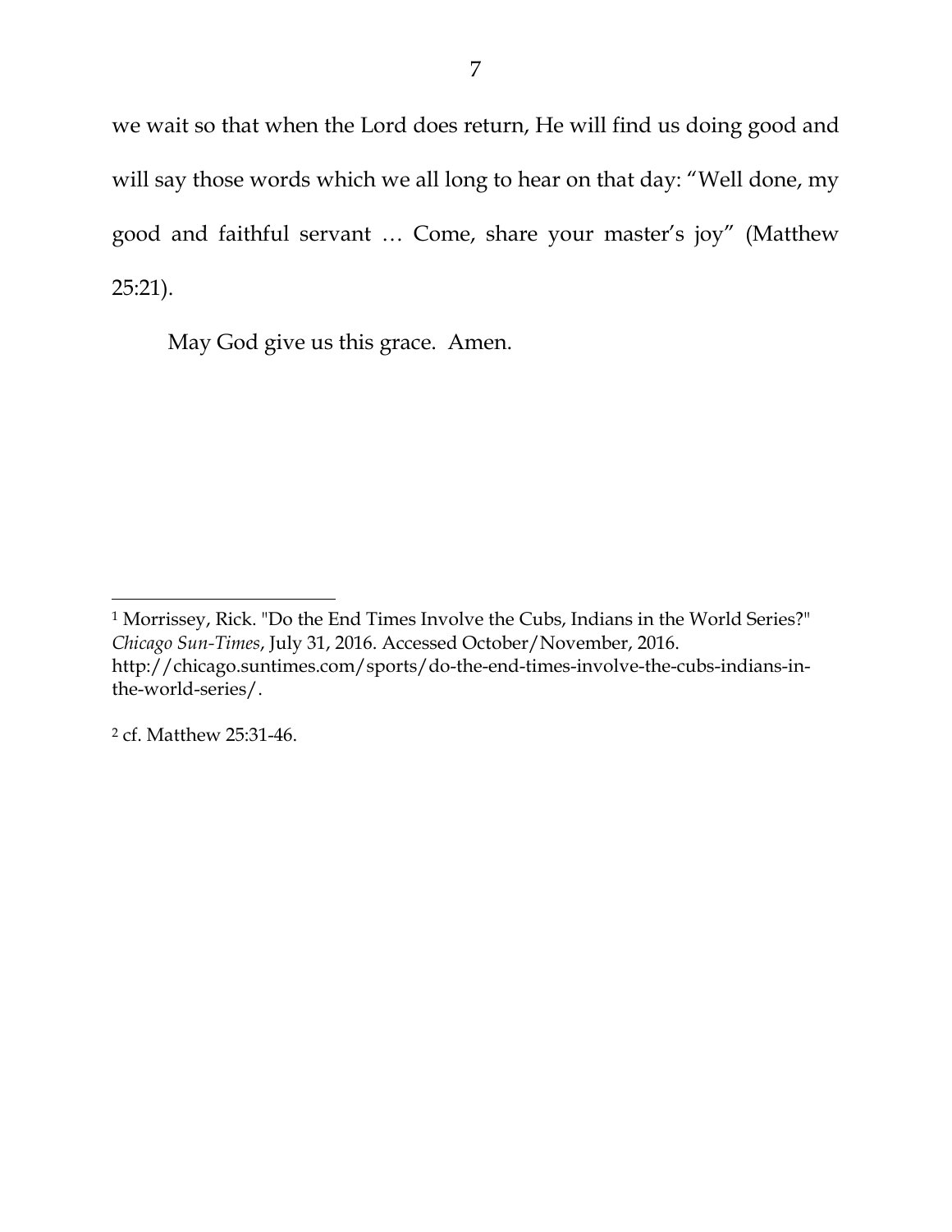we wait so that when the Lord does return, He will find us doing good and will say those words which we all long to hear on that day: "Well done, my good and faithful servant … Come, share your master's joy" (Matthew 25:21).

May God give us this grace. Amen.

---

[1] Morrissey, Rick. "Do the End Times Involve the Cubs, Indians in the World Series?" *Chicago Sun-Times*, July 31, 2016. Accessed October/November, 2016. http://chicago.suntimes.com/sports/do-the-end-times-involve-the-cubs-indians-in-the-world-series/.

[2] cf. Matthew 25:31-46.